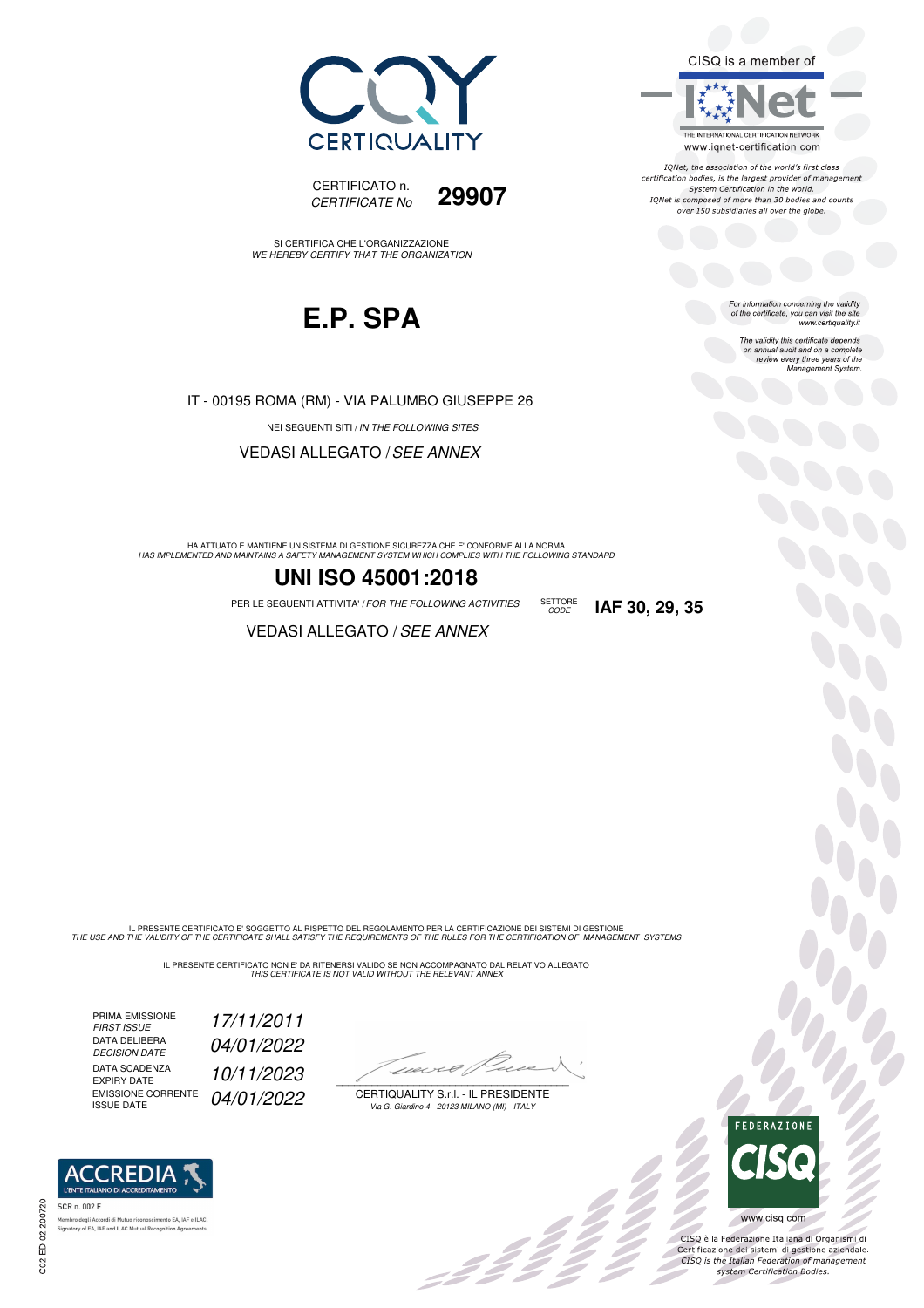CERTIQUALITY

CERTIFICATO n. *CERTIFICATE No* **29907**

SI CERTIFICA CHE L'ORGANIZZAZIONE
*WE HEREBY CERTIFY THAT THE ORGANIZATION*

# E.P. SPA

IT - 00195 ROMA (RM) - VIA PALUMBO GIUSEPPE 26

NEI SEGUENTI SITI / *IN THE FOLLOWING SITES*

VEDASI ALLEGATO / *SEE ANNEX*

HA ATTUATO E MANTIENE UN SISTEMA DI GESTIONE SICUREZZA CHE E' CONFORME ALLA NORMA
*HAS IMPLEMENTED AND MAINTAINS A SAFETY MANAGEMENT SYSTEM WHICH COMPLIES WITH THE FOLLOWING STANDARD*

## UNI ISO 45001:2018

PER LE SEGUENTI ATTIVITA' / *FOR THE FOLLOWING ACTIVITIES* SETTORE *CODE* **IAF 30, 29, 35**

VEDASI ALLEGATO / *SEE ANNEX*

CISQ is a member of IQNet
THE INTERNATIONAL CERTIFICATION NETWORK
www.iqnet-certification.com

*IQNet, the association of the world's first class certification bodies, is the largest provider of management System Certification in the world. IQNet is composed of more than 30 bodies and counts over 150 subsidiaries all over the globe.*

*For information concerning the validity of the certificate, you can visit the site www.certiquality.it*

*The validity this certificate depends on annual audit and on a complete review every three years of the Management System.*

IL PRESENTE CERTIFICATO E' SOGGETTO AL RISPETTO DEL REGOLAMENTO PER LA CERTIFICAZIONE DEI SISTEMI DI GESTIONE
*THE USE AND THE VALIDITY OF THE CERTIFICATE SHALL SATISFY THE REQUIREMENTS OF THE RULES FOR THE CERTIFICATION OF MANAGEMENT SYSTEMS*

IL PRESENTE CERTIFICATO NON E' DA RITENERSI VALIDO SE NON ACCOMPAGNATO DAL RELATIVO ALLEGATO
*THIS CERTIFICATE IS NOT VALID WITHOUT THE RELEVANT ANNEX*

| | |
|---|---|
| PRIMA EMISSIONE *FIRST ISSUE* | *17/11/2011* |
| DATA DELIBERA *DECISION DATE* | *04/01/2022* |
| DATA SCADENZA EXPIRY DATE | *10/11/2023* |
| EMISSIONE CORRENTE ISSUE DATE | *04/01/2022* |

CERTIQUALITY S.r.l. - IL PRESIDENTE
*Via G. Giardino 4 - 20123 MILANO (MI) - ITALY*

ACCREDIA L'ENTE ITALIANO DI ACCREDITAMENTO
SCR n. 002 F
Membro degli Accordi di Mutuo riconoscimento EA, IAF e ILAC.
Signatory of EA, IAF and ILAC Mutual Recognition Agreements.

FEDERAZIONE CISQ
www.cisq.com

CISQ è la Federazione Italiana di Organismi di Certificazione dei sistemi di gestione aziendale.
*CISQ is the Italian Federation of management system Certification Bodies.*

C02 ED 02 200720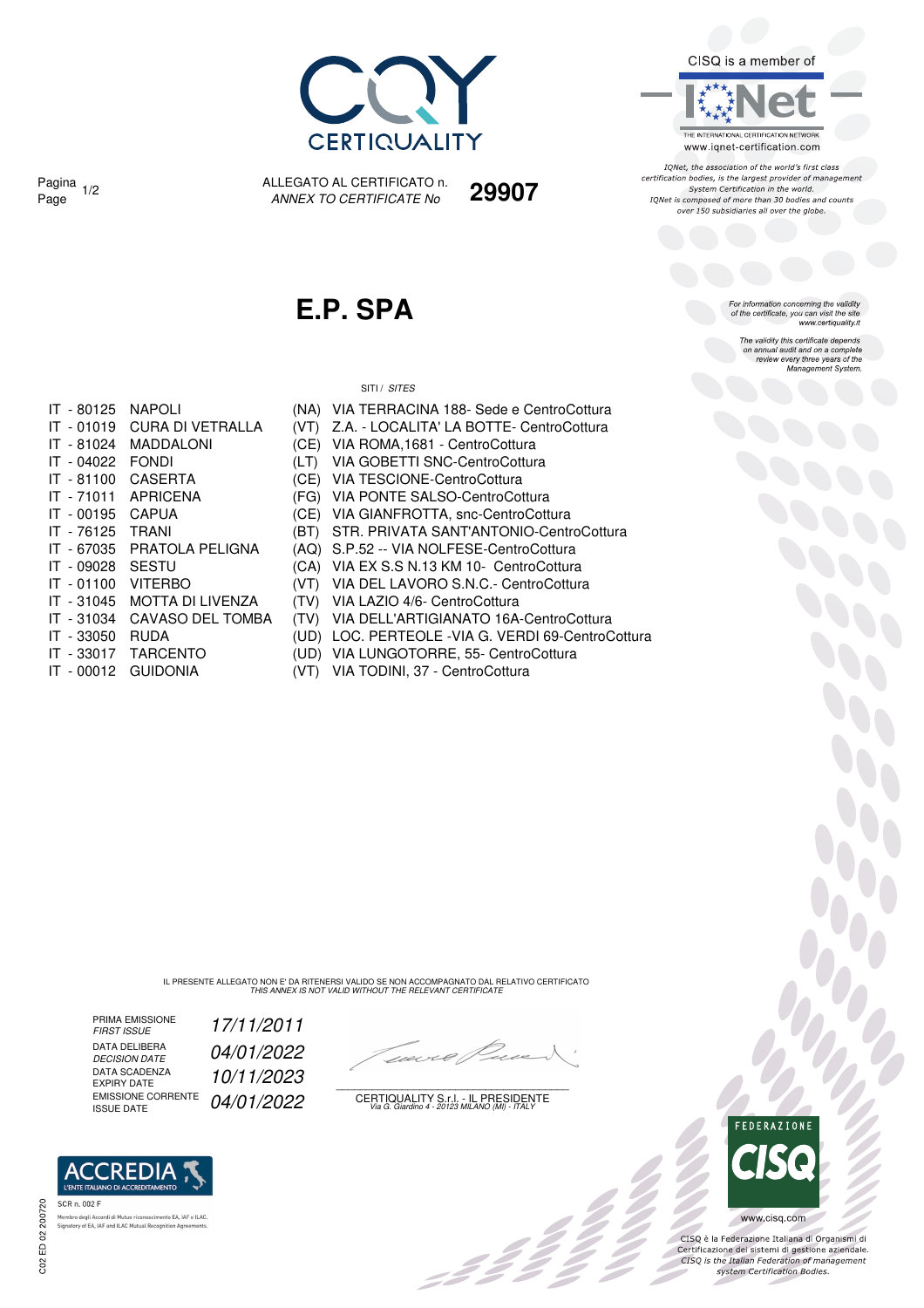CISQ is a member of

THE INTERNATIONAL CERTIFICATION NETWORK
www.iqnet-certification.com

*IQNet, the association of the world's first class certification bodies, is the largest provider of management System Certification in the world. IQNet is composed of more than 30 bodies and counts over 150 subsidiaries all over the globe.*

Pagina / Page 1/2

ALLEGATO AL CERTIFICATO n.
*ANNEX TO CERTIFICATE No* **29907**

# E.P. SPA

*For information concerning the validity of the certificate, you can visit the site www.certiquality.it*

*The validity this certificate depends on annual audit and on a complete review every three years of the Management System.*

SITI / *SITES*

| | | | |
|---|---|---|---|
| IT - 80125 | NAPOLI | (NA) | VIA TERRACINA 188- Sede e CentroCottura |
| IT - 01019 | CURA DI VETRALLA | (VT) | Z.A. - LOCALITA' LA BOTTE- CentroCottura |
| IT - 81024 | MADDALONI | (CE) | VIA ROMA,1681 - CentroCottura |
| IT - 04022 | FONDI | (LT) | VIA GOBETTI SNC-CentroCottura |
| IT - 81100 | CASERTA | (CE) | VIA TESCIONE-CentroCottura |
| IT - 71011 | APRICENA | (FG) | VIA PONTE SALSO-CentroCottura |
| IT - 00195 | CAPUA | (CE) | VIA GIANFROTTA, snc-CentroCottura |
| IT - 76125 | TRANI | (BT) | STR. PRIVATA SANT'ANTONIO-CentroCottura |
| IT - 67035 | PRATOLA PELIGNA | (AQ) | S.P.52 -- VIA NOLFESE-CentroCottura |
| IT - 09028 | SESTU | (CA) | VIA EX S.S N.13 KM 10- CentroCottura |
| IT - 01100 | VITERBO | (VT) | VIA DEL LAVORO S.N.C.- CentroCottura |
| IT - 31045 | MOTTA DI LIVENZA | (TV) | VIA LAZIO 4/6- CentroCottura |
| IT - 31034 | CAVASO DEL TOMBA | (TV) | VIA DELL'ARTIGIANATO 16A-CentroCottura |
| IT - 33050 | RUDA | (UD) | LOC. PERTEOLE -VIA G. VERDI 69-CentroCottura |
| IT - 33017 | TARCENTO | (UD) | VIA LUNGOTORRE, 55- CentroCottura |
| IT - 00012 | GUIDONIA | (VT) | VIA TODINI, 37 - CentroCottura |

IL PRESENTE ALLEGATO NON E' DA RITENERSI VALIDO SE NON ACCOMPAGNATO DAL RELATIVO CERTIFICATO
*THIS ANNEX IS NOT VALID WITHOUT THE RELEVANT CERTIFICATE*

| | |
|---|---|
| PRIMA EMISSIONE / *FIRST ISSUE* | *17/11/2011* |
| DATA DELIBERA / *DECISION DATE* | *04/01/2022* |
| DATA SCADENZA / *EXPIRY DATE* | *10/11/2023* |
| EMISSIONE CORRENTE / *ISSUE DATE* | *04/01/2022* |

CERTIQUALITY S.r.l. - IL PRESIDENTE
*Via G. Giardino 4 - 20123 MILANO (MI) - ITALY*

ACCREDIA L'ENTE ITALIANO DI ACCREDITAMENTO
SCR n. 002 F
Membro degli Accordi di Mutuo riconoscimento EA, IAF e ILAC.
Signatory of EA, IAF and ILAC Mutual Recognition Agreements.

C02 ED 02 200720

FEDERAZIONE CISQ
www.cisq.com

CISQ è la Federazione Italiana di Organismi di Certificazione dei sistemi di gestione aziendale.
*CISQ is the Italian Federation of management system Certification Bodies.*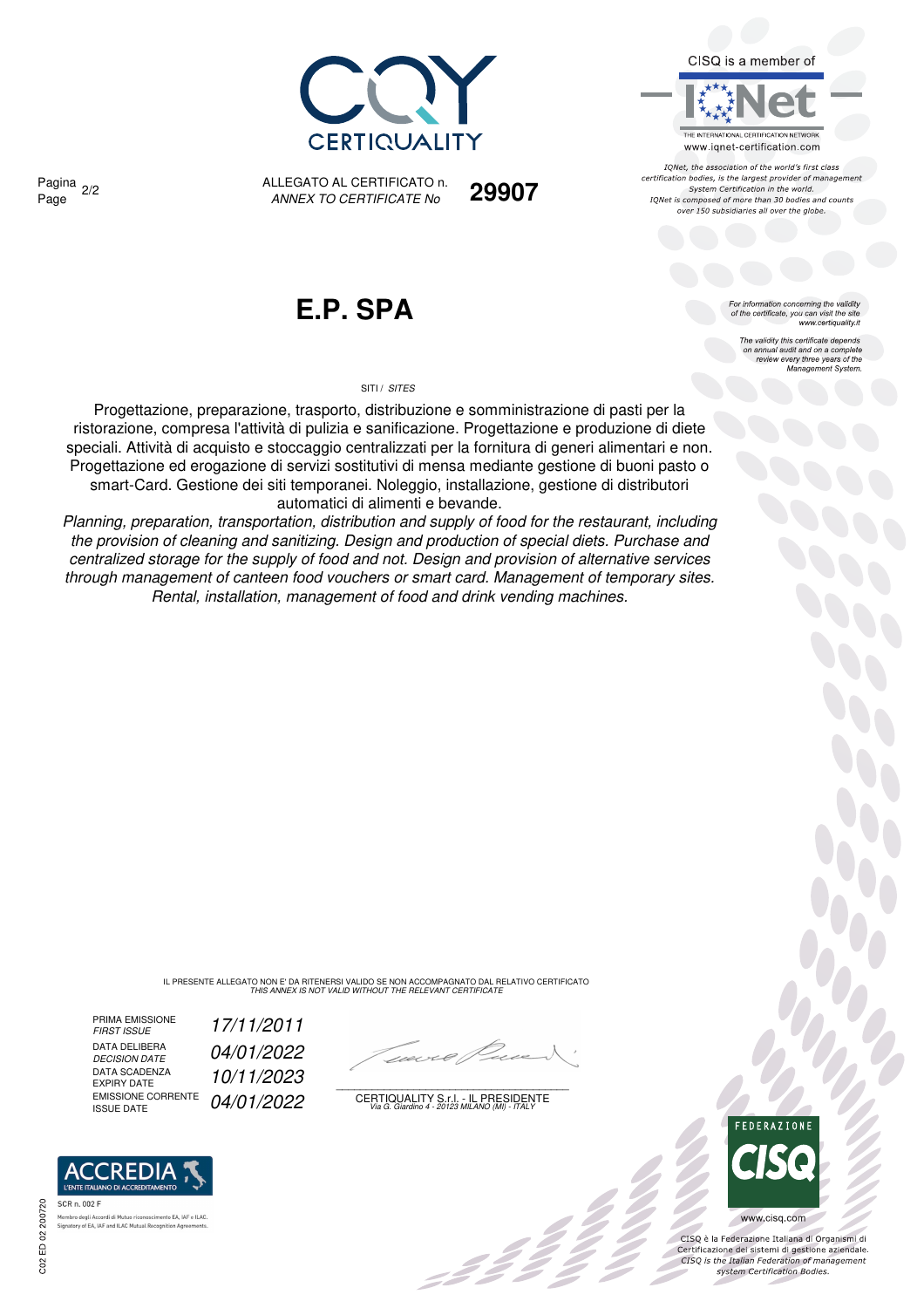CERTIQUALITY

CISQ is a member of

IQNet

THE INTERNATIONAL CERTIFICATION NETWORK

www.iqnet-certification.com

*IQNet, the association of the world's first class certification bodies, is the largest provider of management System Certification in the world. IQNet is composed of more than 30 bodies and counts over 150 subsidiaries all over the globe.*

Pagina / Page 2/2

ALLEGATO AL CERTIFICATO n. / *ANNEX TO CERTIFICATE No* **29907**

# E.P. SPA

*For information concerning the validity of the certificate, you can visit the site www.certiquality.it*

*The validity this certificate depends on annual audit and on a complete review every three years of the Management System.*

SITI / *SITES*

Progettazione, preparazione, trasporto, distribuzione e somministrazione di pasti per la ristorazione, compresa l'attività di pulizia e sanificazione. Progettazione e produzione di diete speciali. Attività di acquisto e stoccaggio centralizzati per la fornitura di generi alimentari e non. Progettazione ed erogazione di servizi sostitutivi di mensa mediante gestione di buoni pasto o smart-Card. Gestione dei siti temporanei. Noleggio, installazione, gestione di distributori automatici di alimenti e bevande.

*Planning, preparation, transportation, distribution and supply of food for the restaurant, including the provision of cleaning and sanitizing. Design and production of special diets. Purchase and centralized storage for the supply of food and not. Design and provision of alternative services through management of canteen food vouchers or smart card. Management of temporary sites. Rental, installation, management of food and drink vending machines.*

IL PRESENTE ALLEGATO NON E' DA RITENERSI VALIDO SE NON ACCOMPAGNATO DAL RELATIVO CERTIFICATO
*THIS ANNEX IS NOT VALID WITHOUT THE RELEVANT CERTIFICATE*

| | |
|---|---|
| PRIMA EMISSIONE / *FIRST ISSUE* | *17/11/2011* |
| DATA DELIBERA / *DECISION DATE* | *04/01/2022* |
| DATA SCADENZA / *EXPIRY DATE* | *10/11/2023* |
| EMISSIONE CORRENTE / *ISSUE DATE* | *04/01/2022* |

CERTIQUALITY S.r.l. - IL PRESIDENTE
*Via G. Giardino 4 - 20123 MILANO (MI) - ITALY*

ACCREDIA
L'ENTE ITALIANO DI ACCREDITAMENTO

SCR n. 002 F

Membro degli Accordi di Mutuo riconoscimento EA, IAF e ILAC.
Signatory of EA, IAF and ILAC Mutual Recognition Agreements.

C02 ED 02 200720

FEDERAZIONE CISQ

www.cisq.com

CISQ è la Federazione Italiana di Organismi di Certificazione dei sistemi di gestione aziendale.
*CISQ is the Italian Federation of management system Certification Bodies.*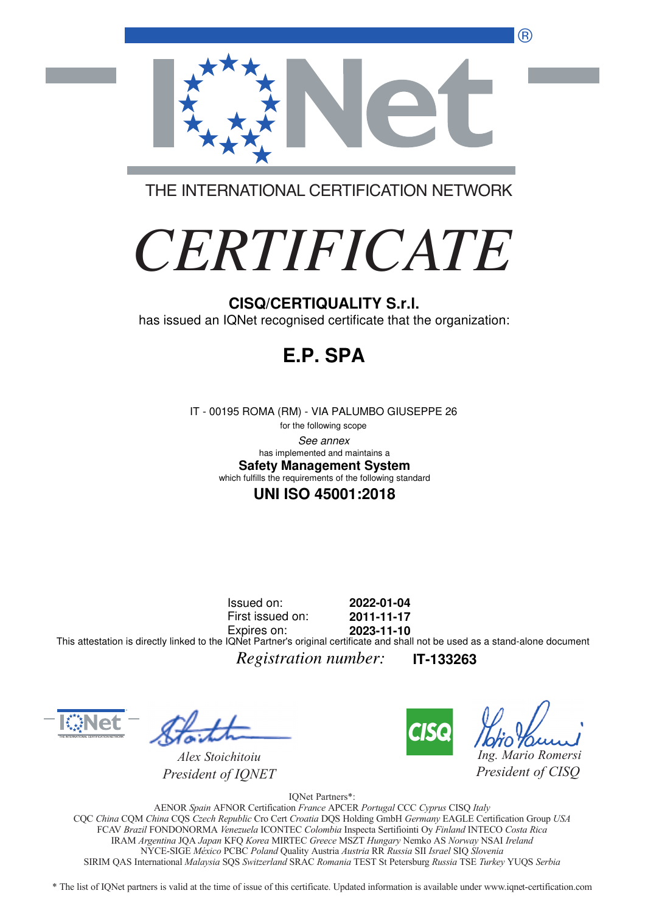THE INTERNATIONAL CERTIFICATION NETWORK

# *CERTIFICATE*

**CISQ/CERTIQUALITY S.r.l.**

has issued an IQNet recognised certificate that the organization:

## E.P. SPA

IT - 00195 ROMA (RM) - VIA PALUMBO GIUSEPPE 26

for the following scope

*See annex*

has implemented and maintains a

**Safety Management System**

which fulfills the requirements of the following standard

**UNI ISO 45001:2018**

Issued on: **2022-01-04**
First issued on: **2011-11-17**
Expires on: **2023-11-10**

This attestation is directly linked to the IQNet Partner's original certificate and shall not be used as a stand-alone document

*Registration number:* **IT-133263**

*Alex Stoichitoiu*
*President of IQNET*

*Ing. Mario Romersi*
*President of CISQ*

IQNet Partners*:

AENOR *Spain* AFNOR Certification *France* APCER *Portugal* CCC *Cyprus* CISQ *Italy*
CQC *China* CQM *China* CQS *Czech Republic* Cro Cert *Croatia* DQS Holding GmbH *Germany* EAGLE Certification Group *USA*
FCAV *Brazil* FONDONORMA *Venezuela* ICONTEC *Colombia* Inspecta Sertifiointi Oy *Finland* INTECO *Costa Rica*
IRAM *Argentina* JQA *Japan* KFQ *Korea* MIRTEC *Greece* MSZT *Hungary* Nemko AS *Norway* NSAI *Ireland*
NYCE-SIGE *México* PCBC *Poland* Quality Austria *Austria* RR *Russia* SII *Israel* SIQ *Slovenia*
SIRIM QAS International *Malaysia* SQS *Switzerland* SRAC *Romania* TEST St Petersburg *Russia* TSE *Turkey* YUQS *Serbia*

\* The list of IQNet partners is valid at the time of issue of this certificate. Updated information is available under www.iqnet-certification.com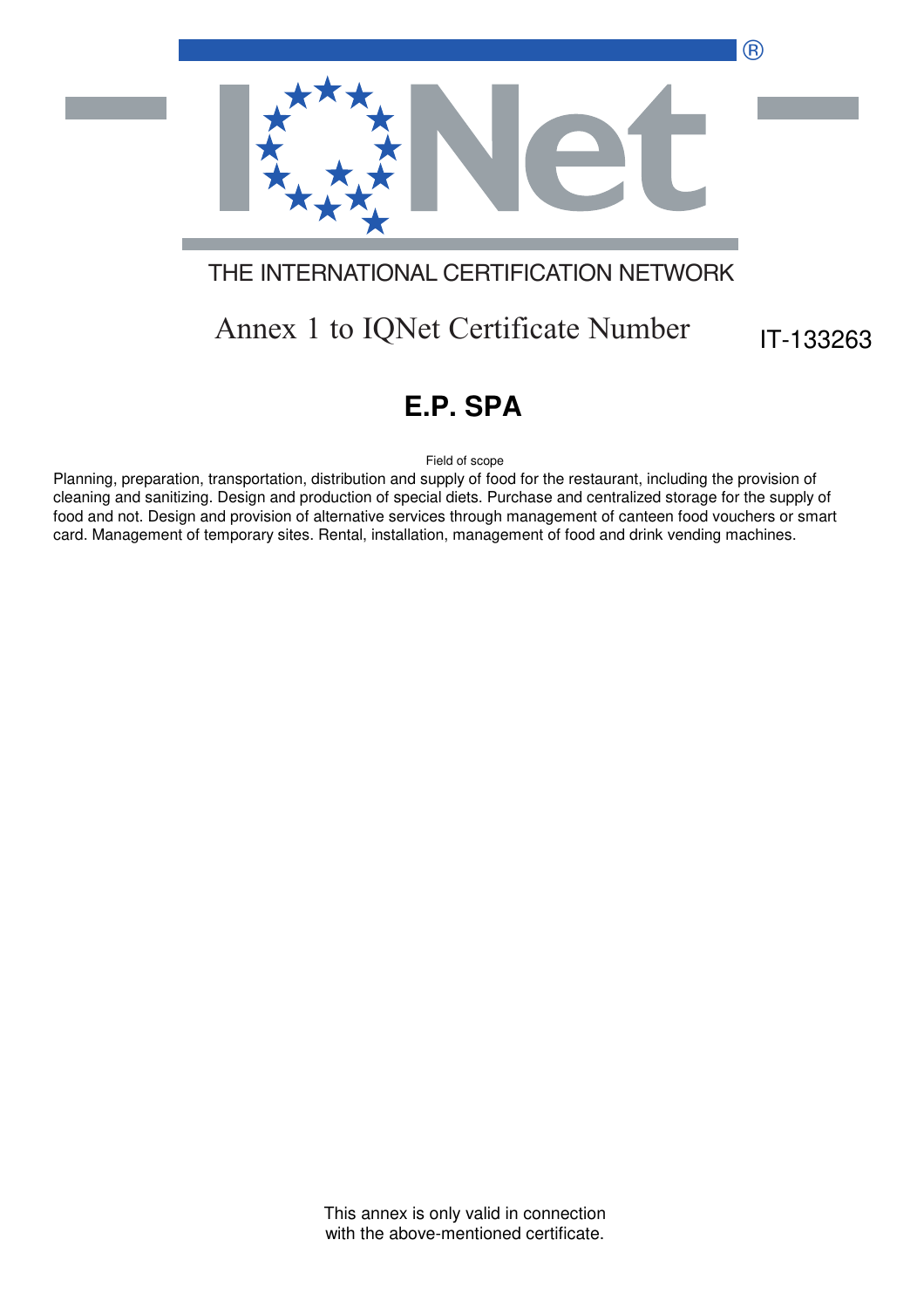THE INTERNATIONAL CERTIFICATION NETWORK

Annex 1 to IQNet Certificate Number IT-133263

# E.P. SPA

Field of scope

Planning, preparation, transportation, distribution and supply of food for the restaurant, including the provision of cleaning and sanitizing. Design and production of special diets. Purchase and centralized storage for the supply of food and not. Design and provision of alternative services through management of canteen food vouchers or smart card. Management of temporary sites. Rental, installation, management of food and drink vending machines.

This annex is only valid in connection with the above-mentioned certificate.